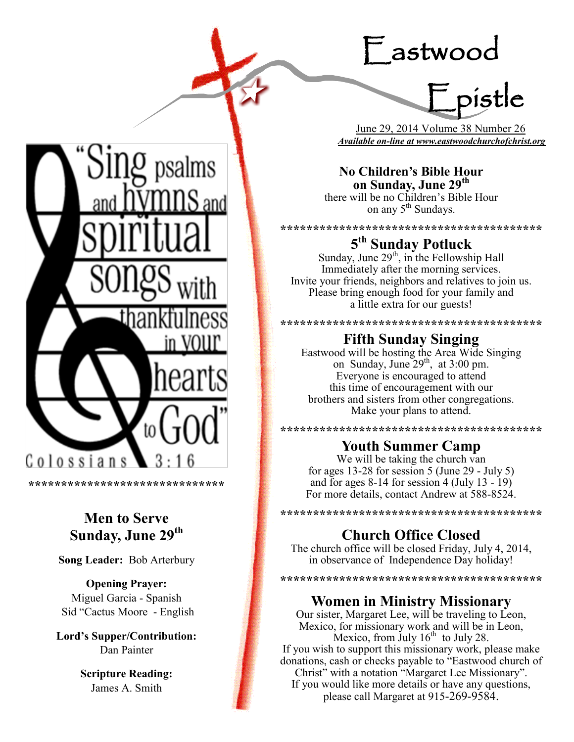# Eastwood Epistle

June 29, 2014 Volume 38 Number 26

***Available on-line at www.eastwoodchurchofchrist.org***

"Sing psalms and hymns and spiritual songs with thankfulness in your hearts to God"

Colossians 3:16

******************************

## Men to Serve Sunday, June 29th

**Song Leader:** Bob Arterbury

**Opening Prayer:**
Miguel Garcia - Spanish
Sid "Cactus Moore - English

**Lord's Supper/Contribution:**
Dan Painter

**Scripture Reading:**
James A. Smith

## No Children's Bible Hour on Sunday, June 29th

there will be no Children's Bible Hour on any 5th Sundays.

****************************************

## 5th Sunday Potluck

Sunday, June 29th, in the Fellowship Hall
Immediately after the morning services.
Invite your friends, neighbors and relatives to join us.
Please bring enough food for your family and a little extra for our guests!

****************************************

## Fifth Sunday Singing

Eastwood will be hosting the Area Wide Singing on Sunday, June 29th, at 3:00 pm.
Everyone is encouraged to attend this time of encouragement with our brothers and sisters from other congregations.
Make your plans to attend.

****************************************

## Youth Summer Camp

We will be taking the church van
for ages 13-28 for session 5 (June 29 - July 5)
and for ages 8-14 for session 4 (July 13 - 19)
For more details, contact Andrew at 588-8524.

****************************************

## Church Office Closed

The church office will be closed Friday, July 4, 2014, in observance of Independence Day holiday!

****************************************

## Women in Ministry Missionary

Our sister, Margaret Lee, will be traveling to Leon, Mexico, for missionary work and will be in Leon, Mexico, from July 16th to July 28.
If you wish to support this missionary work, please make donations, cash or checks payable to "Eastwood church of Christ" with a notation "Margaret Lee Missionary".
If you would like more details or have any questions, please call Margaret at 915-269-9584.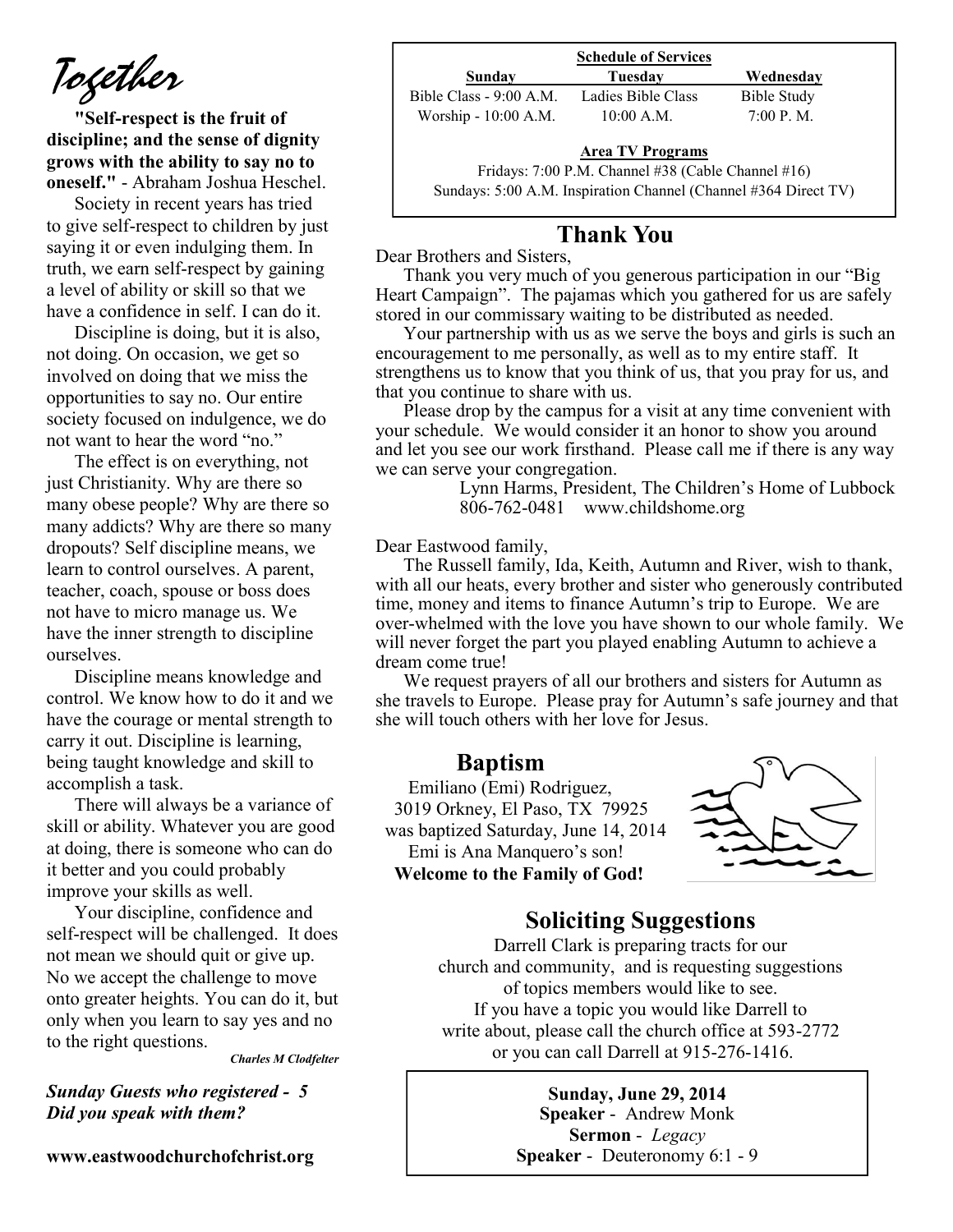# Together

**"Self-respect is the fruit of discipline; and the sense of dignity grows with the ability to say no to oneself."** - Abraham Joshua Heschel.

Society in recent years has tried to give self-respect to children by just saying it or even indulging them. In truth, we earn self-respect by gaining a level of ability or skill so that we have a confidence in self. I can do it.

Discipline is doing, but it is also, not doing. On occasion, we get so involved on doing that we miss the opportunities to say no. Our entire society focused on indulgence, we do not want to hear the word "no."

The effect is on everything, not just Christianity. Why are there so many obese people? Why are there so many addicts? Why are there so many dropouts? Self discipline means, we learn to control ourselves. A parent, teacher, coach, spouse or boss does not have to micro manage us. We have the inner strength to discipline ourselves.

Discipline means knowledge and control. We know how to do it and we have the courage or mental strength to carry it out. Discipline is learning, being taught knowledge and skill to accomplish a task.

There will always be a variance of skill or ability. Whatever you are good at doing, there is someone who can do it better and you could probably improve your skills as well.

Your discipline, confidence and self-respect will be challenged. It does not mean we should quit or give up. No we accept the challenge to move onto greater heights. You can do it, but only when you learn to say yes and no to the right questions.

***Charles M Clodfelter***

***Sunday Guests who registered - 5***
***Did you speak with them?***

**www.eastwoodchurchofchrist.org**

**Schedule of Services**

| Sunday | Tuesday | Wednesday |
|---|---|---|
| Bible Class - 9:00 A.M. | Ladies Bible Class | Bible Study |
| Worship - 10:00 A.M. | 10:00 A.M. | 7:00 P. M. |

**Area TV Programs**

Fridays: 7:00 P.M. Channel #38 (Cable Channel #16)
Sundays: 5:00 A.M. Inspiration Channel (Channel #364 Direct TV)

## Thank You

Dear Brothers and Sisters,

Thank you very much of you generous participation in our "Big Heart Campaign". The pajamas which you gathered for us are safely stored in our commissary waiting to be distributed as needed.

Your partnership with us as we serve the boys and girls is such an encouragement to me personally, as well as to my entire staff. It strengthens us to know that you think of us, that you pray for us, and that you continue to share with us.

Please drop by the campus for a visit at any time convenient with your schedule. We would consider it an honor to show you around and let you see our work firsthand. Please call me if there is any way we can serve your congregation.

Lynn Harms, President, The Children's Home of Lubbock
806-762-0481 www.childshome.org

Dear Eastwood family,

The Russell family, Ida, Keith, Autumn and River, wish to thank, with all our heats, every brother and sister who generously contributed time, money and items to finance Autumn's trip to Europe. We are over-whelmed with the love you have shown to our whole family. We will never forget the part you played enabling Autumn to achieve a dream come true!

We request prayers of all our brothers and sisters for Autumn as she travels to Europe. Please pray for Autumn's safe journey and that she will touch others with her love for Jesus.

## Baptism

Emiliano (Emi) Rodriguez,
3019 Orkney, El Paso, TX 79925
was baptized Saturday, June 14, 2014
Emi is Ana Manquero's son!
**Welcome to the Family of God!**

## Soliciting Suggestions

Darrell Clark is preparing tracts for our church and community, and is requesting suggestions of topics members would like to see. If you have a topic you would like Darrell to write about, please call the church office at 593-2772 or you can call Darrell at 915-276-1416.

**Sunday, June 29, 2014**
**Speaker** - Andrew Monk
**Sermon** - *Legacy*
**Speaker** - Deuteronomy 6:1 - 9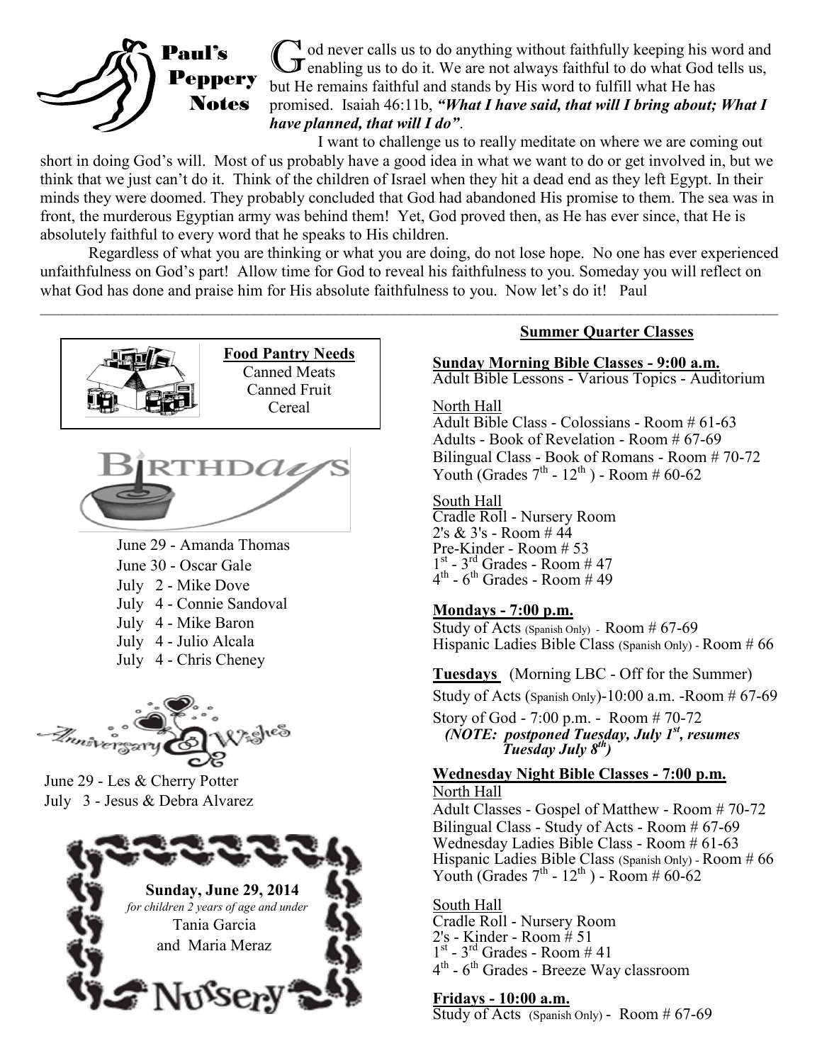## Paul's Peppery Notes

God never calls us to do anything without faithfully keeping his word and enabling us to do it. We are not always faithful to do what God tells us, but He remains faithful and stands by His word to fulfill what He has promised. Isaiah 46:11b, ***"What I have said, that will I bring about; What I have planned, that will I do"***.

I want to challenge us to really meditate on where we are coming out short in doing God's will. Most of us probably have a good idea in what we want to do or get involved in, but we think that we just can't do it. Think of the children of Israel when they hit a dead end as they left Egypt. In their minds they were doomed. They probably concluded that God had abandoned His promise to them. The sea was in front, the murderous Egyptian army was behind them! Yet, God proved then, as He has ever since, that He is absolutely faithful to every word that he speaks to His children.

Regardless of what you are thinking or what you are doing, do not lose hope. No one has ever experienced unfaithfulness on God's part! Allow time for God to reveal his faithfulness to you. Someday you will reflect on what God has done and praise him for His absolute faithfulness to you. Now let's do it! Paul

---

**Food Pantry Needs**
Canned Meats
Canned Fruit
Cereal

### Birthdays

June 29 - Amanda Thomas
June 30 - Oscar Gale
July 2 - Mike Dove
July 4 - Connie Sandoval
July 4 - Mike Baron
July 4 - Julio Alcala
July 4 - Chris Cheney

### Anniversary Wishes

June 29 - Les & Cherry Potter
July 3 - Jesus & Debra Alvarez

### Nursery

**Sunday, June 29, 2014**
*for children 2 years of age and under*
Tania Garcia
and Maria Meraz

## Summer Quarter Classes

**Sunday Morning Bible Classes - 9:00 a.m.**
Adult Bible Lessons - Various Topics - Auditorium

North Hall
Adult Bible Class - Colossians - Room # 61-63
Adults - Book of Revelation - Room # 67-69
Bilingual Class - Book of Romans - Room # 70-72
Youth (Grades 7th - 12th ) - Room # 60-62

South Hall
Cradle Roll - Nursery Room
2's & 3's - Room # 44
Pre-Kinder - Room # 53
1st - 3rd Grades - Room # 47
4th - 6th Grades - Room # 49

**Mondays - 7:00 p.m.**
Study of Acts (Spanish Only) - Room # 67-69
Hispanic Ladies Bible Class (Spanish Only) - Room # 66

**Tuesdays** (Morning LBC - Off for the Summer)
Study of Acts (Spanish Only)-10:00 a.m. -Room # 67-69
Story of God - 7:00 p.m. - Room # 70-72
***(NOTE: postponed Tuesday, July 1st, resumes Tuesday July 8th)***

**Wednesday Night Bible Classes - 7:00 p.m.**
North Hall
Adult Classes - Gospel of Matthew - Room # 70-72
Bilingual Class - Study of Acts - Room # 67-69
Wednesday Ladies Bible Class - Room # 61-63
Hispanic Ladies Bible Class (Spanish Only) - Room # 66
Youth (Grades 7th - 12th ) - Room # 60-62

South Hall
Cradle Roll - Nursery Room
2's - Kinder - Room # 51
1st - 3rd Grades - Room # 41
4th - 6th Grades - Breeze Way classroom

**Fridays - 10:00 a.m.**
Study of Acts (Spanish Only) - Room # 67-69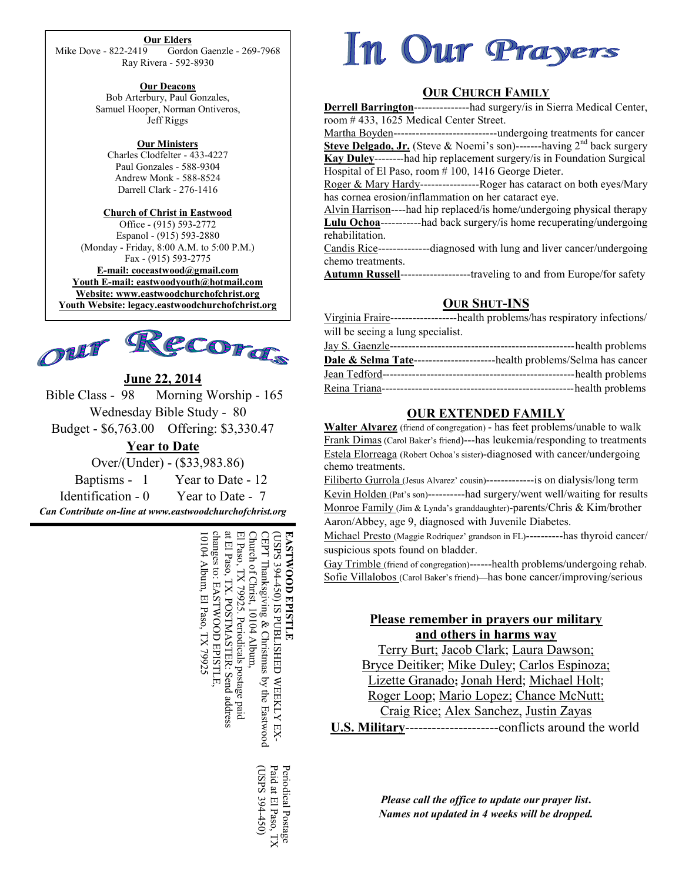**Our Elders**

Mike Dove - 822-2419 Gordon Gaenzle - 269-7968
Ray Rivera - 592-8930

**Our Deacons**

Bob Arterbury, Paul Gonzales, Samuel Hooper, Norman Ontiveros, Jeff Riggs

**Our Ministers**

Charles Clodfelter - 433-4227
Paul Gonzales - 588-9304
Andrew Monk - 588-8524
Darrell Clark - 276-1416

**Church of Christ in Eastwood**

Office - (915) 593-2772
Espanol - (915) 593-2880
(Monday - Friday, 8:00 A.M. to 5:00 P.M.)
Fax - (915) 593-2775
**E-mail: coceastwood@gmail.com**
**Youth E-mail: eastwoodyouth@hotmail.com**
**Website: www.eastwoodchurchofchrist.org**
**Youth Website: legacy.eastwoodchurchofchrist.org**

# Our Records

## June 22, 2014

Bible Class - 98 Morning Worship - 165
Wednesday Bible Study - 80
Budget - $6,763.00 Offering: $3,330.47

## Year to Date

Over/(Under) - ($33,983.86)
Baptisms - 1 Year to Date - 12
Identification - 0 Year to Date - 7

***Can Contribute on-line at www.eastwoodchurchofchrist.org***

**EASTWOOD EPISTLE** (USPS 394-450) IS PUBLISHED WEEKLY EXCEPT Thanksgiving & Christmas by the Eastwood Church of Christ, 10104 Album, El Paso, TX 79925. Periodicals postage paid at El Paso, TX. POSTMASTER: Send address changes to: EASTWOOD EPISTLE, 10104 Album, El Paso, TX 79925

Periodical Postage
Paid at El Paso, TX
(USPS 394-450)

# In Our Prayers

## Our Church Family

**Derrell Barrington**---------------had surgery/is in Sierra Medical Center, room # 433, 1625 Medical Center Street.
Martha Boyden----------------------------undergoing treatments for cancer
**Steve Delgado, Jr.** (Steve & Noemi's son)-------having 2nd back surgery
**Kay Duley**--------had hip replacement surgery/is in Foundation Surgical Hospital of El Paso, room # 100, 1416 George Dieter.
Roger & Mary Hardy----------------Roger has cataract on both eyes/Mary has cornea erosion/inflammation on her cataract eye.
Alvin Harrison----had hip replaced/is home/undergoing physical therapy
**Lulu Ochoa**-----------had back surgery/is home recuperating/undergoing rehabilitation.
Candis Rice--------------diagnosed with lung and liver cancer/undergoing chemo treatments.
**Autumn Russell**-------------------traveling to and from Europe/for safety

## Our Shut-Ins

Virginia Fraire------------------health problems/has respiratory infections/ will be seeing a lung specialist.
Jay S. Gaenzle--------------------------------------------------health problems
**Dale & Selma Tate**---------------------health problems/Selma has cancer
Jean Tedford---------------------------------------------------health problems
Reina Triana---------------------------------------------------health problems

## OUR EXTENDED FAMILY

**Walter Alvarez** (friend of congregation) - has feet problems/unable to walk
Frank Dimas (Carol Baker's friend)---has leukemia/responding to treatments
Estela Elorreaga (Robert Ochoa's sister)-diagnosed with cancer/undergoing chemo treatments.
Filiberto Gurrola (Jesus Alvarez' cousin)-------------is on dialysis/long term
Kevin Holden (Pat's son)----------had surgery/went well/waiting for results
Monroe Family (Jim & Lynda's granddaughter)-parents/Chris & Kim/brother Aaron/Abbey, age 9, diagnosed with Juvenile Diabetes.
Michael Presto (Maggie Rodriquez' grandson in FL)----------has thyroid cancer/ suspicious spots found on bladder.
Gay Trimble (friend of congregation)------health problems/undergoing rehab.
Sofie Villalobos (Carol Baker's friend)—has bone cancer/improving/serious

**Please remember in prayers our military and others in harms way**

Terry Burt; Jacob Clark; Laura Dawson; Bryce Deitiker; Mike Duley; Carlos Espinoza; Lizette Granado; Jonah Herd; Michael Holt; Roger Loop; Mario Lopez; Chance McNutt; Craig Rice; Alex Sanchez, Justin Zayas
**U.S. Military**--------------------conflicts around the world

***Please call the office to update our prayer list. Names not updated in 4 weeks will be dropped.***